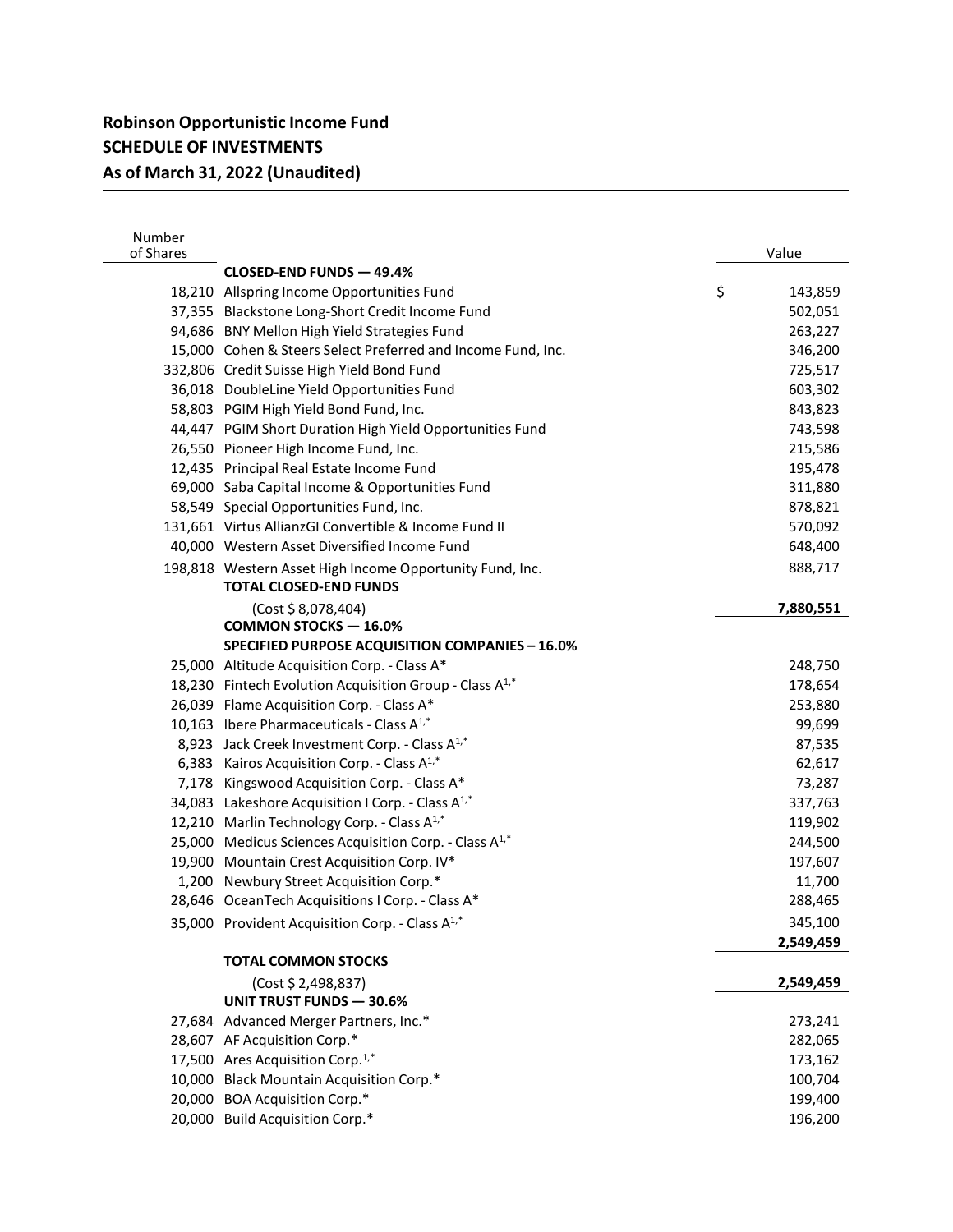# Robinson Opportunistic Income Fund
## SCHEDULE OF INVESTMENTS
### As of March 31, 2022 (Unaudited)

| Number of Shares | | Value |
|---|---|---|
| | **CLOSED-END FUNDS — 49.4%** | |
| 18,210 | Allspring Income Opportunities Fund | $ 143,859 |
| 37,355 | Blackstone Long-Short Credit Income Fund | 502,051 |
| 94,686 | BNY Mellon High Yield Strategies Fund | 263,227 |
| 15,000 | Cohen & Steers Select Preferred and Income Fund, Inc. | 346,200 |
| 332,806 | Credit Suisse High Yield Bond Fund | 725,517 |
| 36,018 | DoubleLine Yield Opportunities Fund | 603,302 |
| 58,803 | PGIM High Yield Bond Fund, Inc. | 843,823 |
| 44,447 | PGIM Short Duration High Yield Opportunities Fund | 743,598 |
| 26,550 | Pioneer High Income Fund, Inc. | 215,586 |
| 12,435 | Principal Real Estate Income Fund | 195,478 |
| 69,000 | Saba Capital Income & Opportunities Fund | 311,880 |
| 58,549 | Special Opportunities Fund, Inc. | 878,821 |
| 131,661 | Virtus AllianzGI Convertible & Income Fund II | 570,092 |
| 40,000 | Western Asset Diversified Income Fund | 648,400 |
| 198,818 | Western Asset High Income Opportunity Fund, Inc. | 888,717 |
| | **TOTAL CLOSED-END FUNDS** | |
| | (Cost $ 8,078,404) | **7,880,551** |
| | **COMMON STOCKS — 16.0%** | |
| | **SPECIFIED PURPOSE ACQUISITION COMPANIES – 16.0%** | |
| 25,000 | Altitude Acquisition Corp. - Class A* | 248,750 |
| 18,230 | Fintech Evolution Acquisition Group - Class A[1,*] | 178,654 |
| 26,039 | Flame Acquisition Corp. - Class A* | 253,880 |
| 10,163 | Ibere Pharmaceuticals - Class A[1,*] | 99,699 |
| 8,923 | Jack Creek Investment Corp. - Class A[1,*] | 87,535 |
| 6,383 | Kairos Acquisition Corp. - Class A[1,*] | 62,617 |
| 7,178 | Kingswood Acquisition Corp. - Class A* | 73,287 |
| 34,083 | Lakeshore Acquisition I Corp. - Class A[1,*] | 337,763 |
| 12,210 | Marlin Technology Corp. - Class A[1,*] | 119,902 |
| 25,000 | Medicus Sciences Acquisition Corp. - Class A[1,*] | 244,500 |
| 19,900 | Mountain Crest Acquisition Corp. IV* | 197,607 |
| 1,200 | Newbury Street Acquisition Corp.* | 11,700 |
| 28,646 | OceanTech Acquisitions I Corp. - Class A* | 288,465 |
| 35,000 | Provident Acquisition Corp. - Class A[1,*] | 345,100 |
| | | **2,549,459** |
| | **TOTAL COMMON STOCKS** | |
| | (Cost $ 2,498,837) | **2,549,459** |
| | **UNIT TRUST FUNDS — 30.6%** | |
| 27,684 | Advanced Merger Partners, Inc.* | 273,241 |
| 28,607 | AF Acquisition Corp.* | 282,065 |
| 17,500 | Ares Acquisition Corp.[1,*] | 173,162 |
| 10,000 | Black Mountain Acquisition Corp.* | 100,704 |
| 20,000 | BOA Acquisition Corp.* | 199,400 |
| 20,000 | Build Acquisition Corp.* | 196,200 |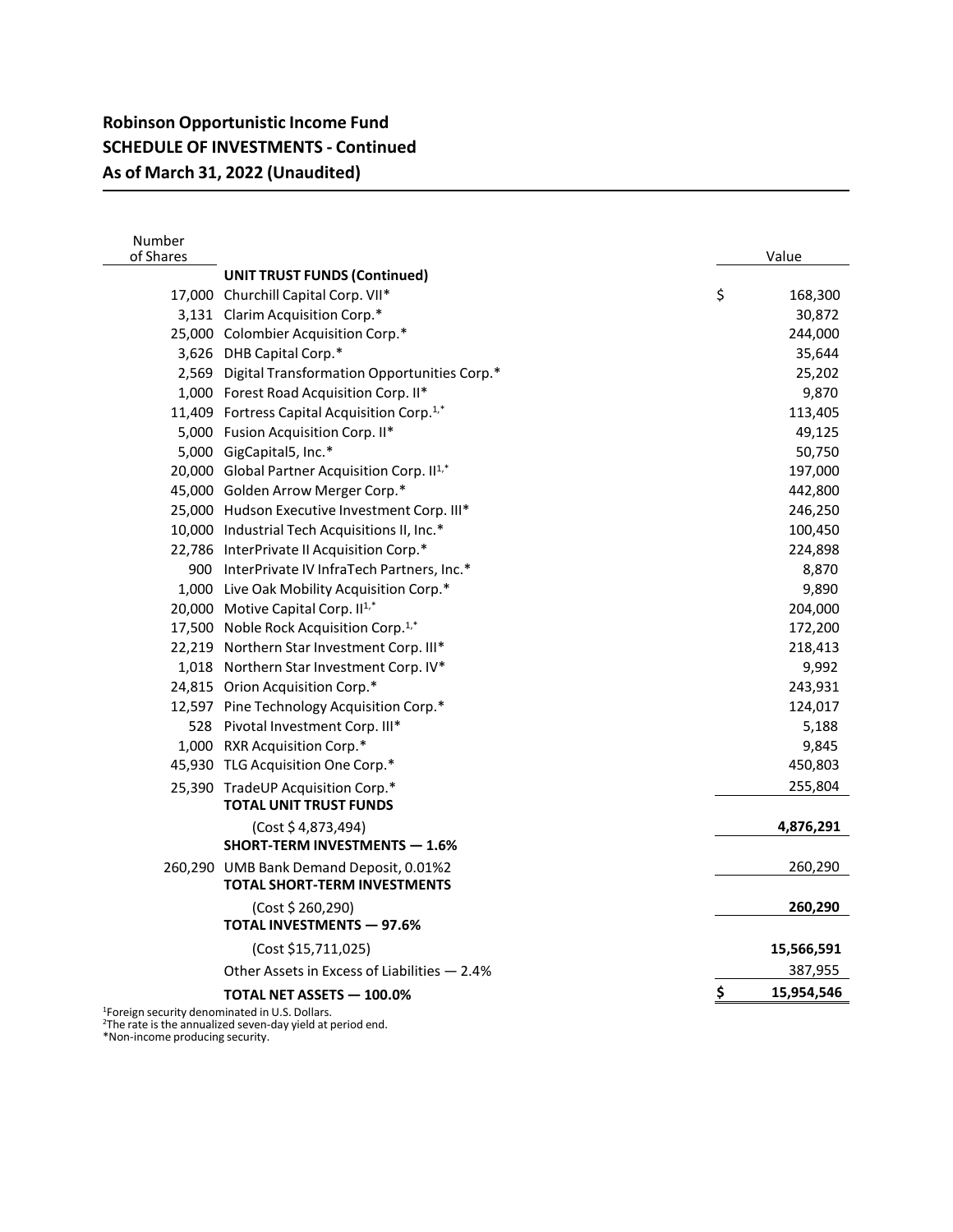## Robinson Opportunistic Income Fund
## SCHEDULE OF INVESTMENTS - Continued
## As of March 31, 2022 (Unaudited)

| Number of Shares | | Value |
|---|---|---|
| | **UNIT TRUST FUNDS (Continued)** | |
| 17,000 | Churchill Capital Corp. VII* | $ 168,300 |
| 3,131 | Clarim Acquisition Corp.* | 30,872 |
| 25,000 | Colombier Acquisition Corp.* | 244,000 |
| 3,626 | DHB Capital Corp.* | 35,644 |
| 2,569 | Digital Transformation Opportunities Corp.* | 25,202 |
| 1,000 | Forest Road Acquisition Corp. II* | 9,870 |
| 11,409 | Fortress Capital Acquisition Corp.[1,*] | 113,405 |
| 5,000 | Fusion Acquisition Corp. II* | 49,125 |
| 5,000 | GigCapital5, Inc.* | 50,750 |
| 20,000 | Global Partner Acquisition Corp. II[1,*] | 197,000 |
| 45,000 | Golden Arrow Merger Corp.* | 442,800 |
| 25,000 | Hudson Executive Investment Corp. III* | 246,250 |
| 10,000 | Industrial Tech Acquisitions II, Inc.* | 100,450 |
| 22,786 | InterPrivate II Acquisition Corp.* | 224,898 |
| 900 | InterPrivate IV InfraTech Partners, Inc.* | 8,870 |
| 1,000 | Live Oak Mobility Acquisition Corp.* | 9,890 |
| 20,000 | Motive Capital Corp. II[1,*] | 204,000 |
| 17,500 | Noble Rock Acquisition Corp.[1,*] | 172,200 |
| 22,219 | Northern Star Investment Corp. III* | 218,413 |
| 1,018 | Northern Star Investment Corp. IV* | 9,992 |
| 24,815 | Orion Acquisition Corp.* | 243,931 |
| 12,597 | Pine Technology Acquisition Corp.* | 124,017 |
| 528 | Pivotal Investment Corp. III* | 5,188 |
| 1,000 | RXR Acquisition Corp.* | 9,845 |
| 45,930 | TLG Acquisition One Corp.* | 450,803 |
| 25,390 | TradeUP Acquisition Corp.* | 255,804 |
| | **TOTAL UNIT TRUST FUNDS** | |
| | (Cost $ 4,873,494) | **4,876,291** |
| | **SHORT-TERM INVESTMENTS — 1.6%** | |
| 260,290 | UMB Bank Demand Deposit, 0.01%[2] | 260,290 |
| | **TOTAL SHORT-TERM INVESTMENTS** | |
| | (Cost $ 260,290) | **260,290** |
| | **TOTAL INVESTMENTS — 97.6%** | |
| | (Cost $15,711,025) | **15,566,591** |
| | Other Assets in Excess of Liabilities — 2.4% | 387,955 |
| | **TOTAL NET ASSETS — 100.0%** | **$ 15,954,546** |

[1]Foreign security denominated in U.S. Dollars.
[2]The rate is the annualized seven-day yield at period end.
*Non-income producing security.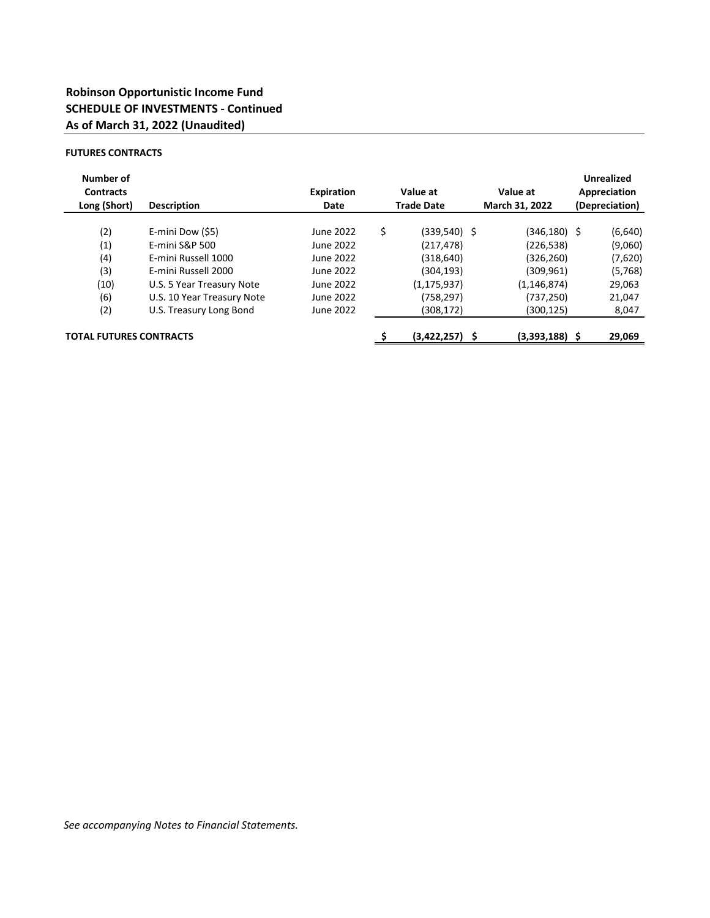**Robinson Opportunistic Income Fund**
**SCHEDULE OF INVESTMENTS - Continued**
**As of March 31, 2022 (Unaudited)**

**FUTURES CONTRACTS**

| Number of Contracts Long (Short) | Description | Expiration Date | Value at Trade Date | Value at March 31, 2022 | Unrealized Appreciation (Depreciation) |
|---|---|---|---|---|---|
| (2) | E-mini Dow ($5) | June 2022 | $ (339,540) | $ (346,180) | $ (6,640) |
| (1) | E-mini S&P 500 | June 2022 | (217,478) | (226,538) | (9,060) |
| (4) | E-mini Russell 1000 | June 2022 | (318,640) | (326,260) | (7,620) |
| (3) | E-mini Russell 2000 | June 2022 | (304,193) | (309,961) | (5,768) |
| (10) | U.S. 5 Year Treasury Note | June 2022 | (1,175,937) | (1,146,874) | 29,063 |
| (6) | U.S. 10 Year Treasury Note | June 2022 | (758,297) | (737,250) | 21,047 |
| (2) | U.S. Treasury Long Bond | June 2022 | (308,172) | (300,125) | 8,047 |
| **TOTAL FUTURES CONTRACTS** | | | **$ (3,422,257)** | **$ (3,393,188)** | **$ 29,069** |

*See accompanying Notes to Financial Statements.*